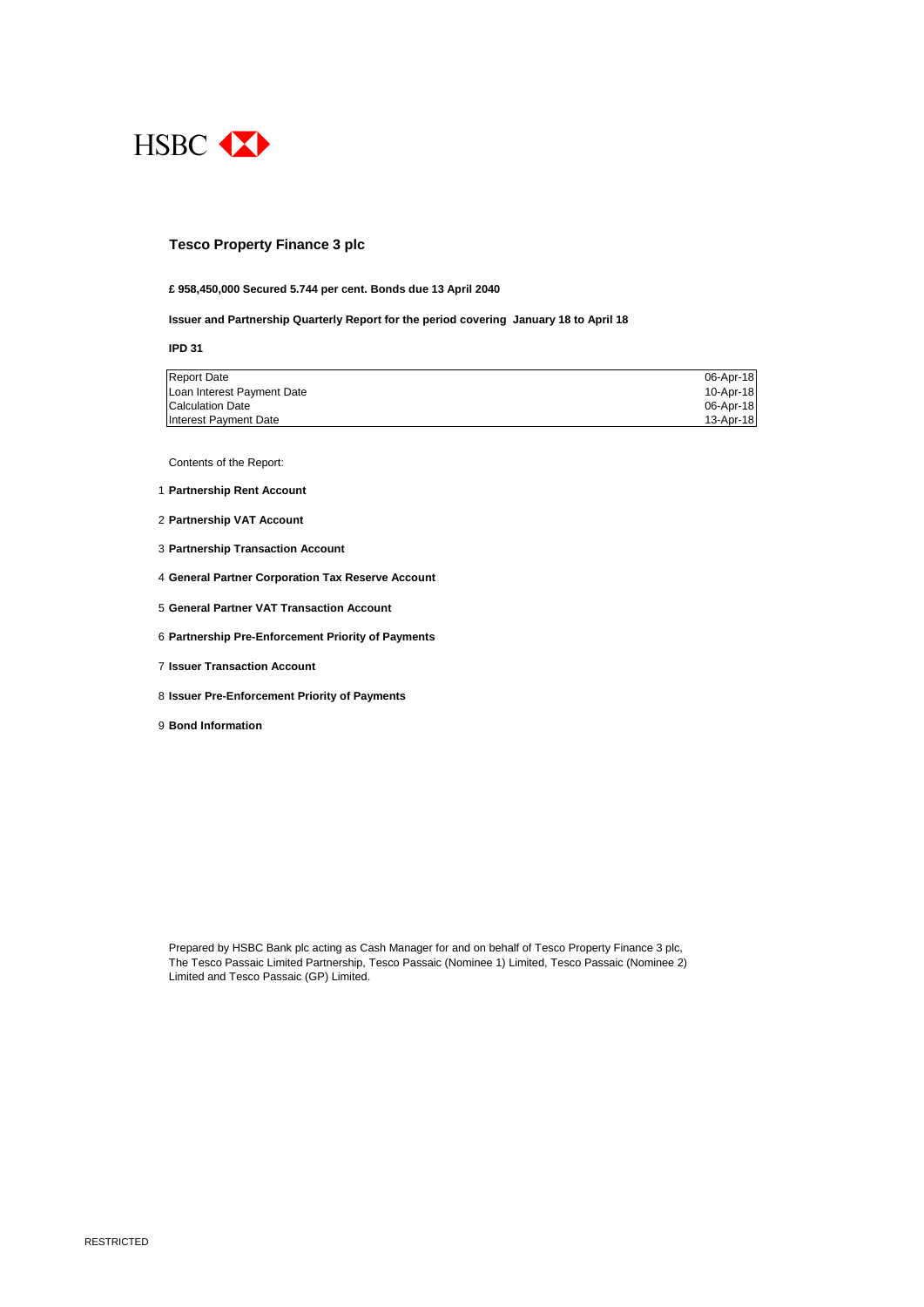HSBC

## Tesco Property Finance 3 plc

**£ 958,450,000 Secured 5.744 per cent. Bonds due 13 April 2040**

**Issuer and Partnership Quarterly Report for the period covering January 18 to April 18**

**IPD 31**

| | |
|---|---|
| Report Date | 06-Apr-18 |
| Loan Interest Payment Date | 10-Apr-18 |
| Calculation Date | 06-Apr-18 |
| Interest Payment Date | 13-Apr-18 |

Contents of the Report:

1. **Partnership Rent Account**
2. **Partnership VAT Account**
3. **Partnership Transaction Account**
4. **General Partner Corporation Tax Reserve Account**
5. **General Partner VAT Transaction Account**
6. **Partnership Pre-Enforcement Priority of Payments**
7. **Issuer Transaction Account**
8. **Issuer Pre-Enforcement Priority of Payments**
9. **Bond Information**

Prepared by HSBC Bank plc acting as Cash Manager for and on behalf of Tesco Property Finance 3 plc, The Tesco Passaic Limited Partnership, Tesco Passaic (Nominee 1) Limited, Tesco Passaic (Nominee 2) Limited and Tesco Passaic (GP) Limited.

RESTRICTED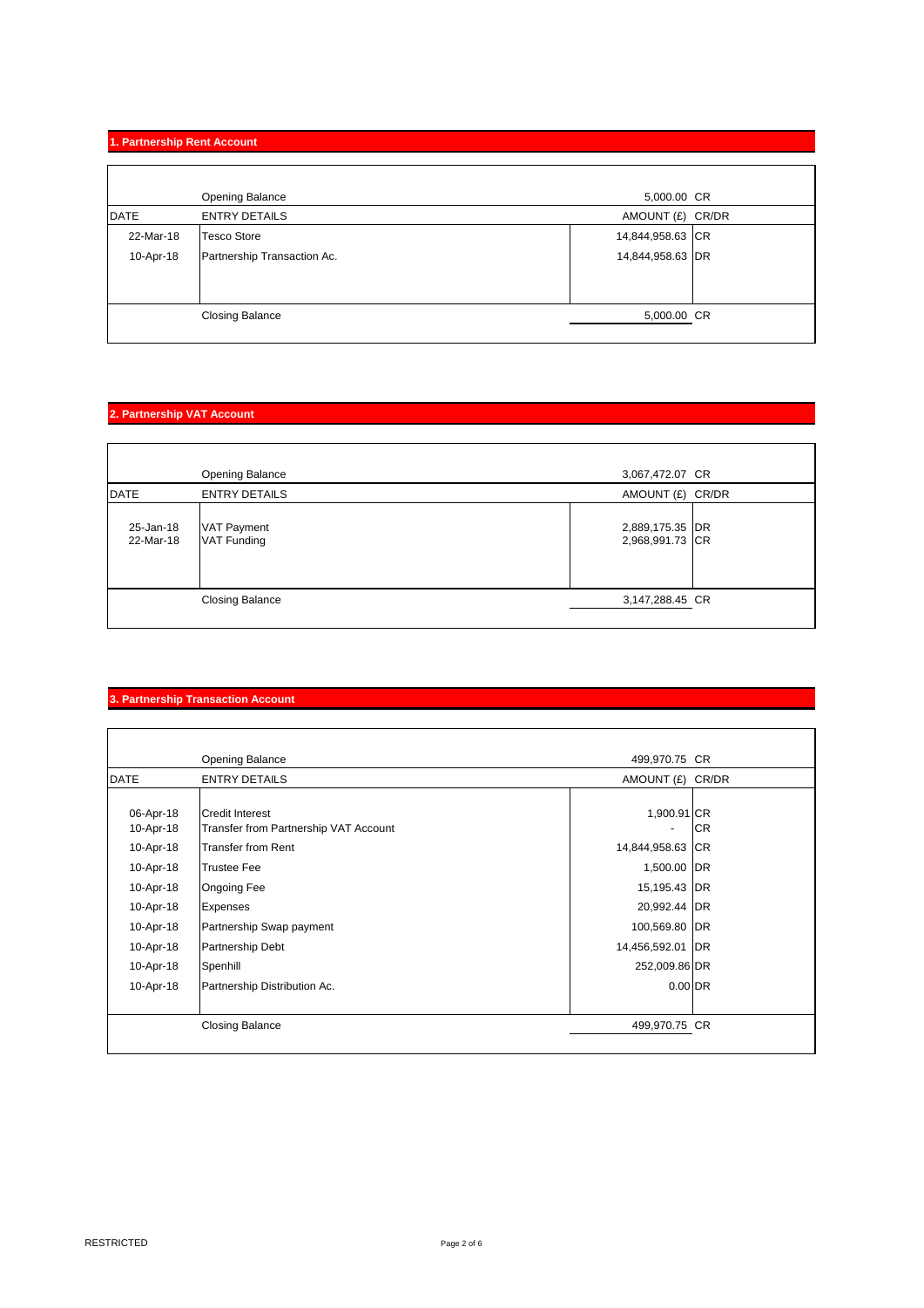## 1. Partnership Rent Account

| DATE | ENTRY DETAILS | AMOUNT (£) | CR/DR |
| --- | --- | --- | --- |
| | Opening Balance | 5,000.00 | CR |
| 22-Mar-18 | Tesco Store | 14,844,958.63 | CR |
| 10-Apr-18 | Partnership Transaction Ac. | 14,844,958.63 | DR |
| | Closing Balance | 5,000.00 | CR |

## 2. Partnership VAT Account

| DATE | ENTRY DETAILS | AMOUNT (£) | CR/DR |
| --- | --- | --- | --- |
| | Opening Balance | 3,067,472.07 | CR |
| 25-Jan-18 | VAT Payment | 2,889,175.35 | DR |
| 22-Mar-18 | VAT Funding | 2,968,991.73 | CR |
| | Closing Balance | 3,147,288.45 | CR |

## 3. Partnership Transaction Account

| DATE | ENTRY DETAILS | AMOUNT (£) | CR/DR |
| --- | --- | --- | --- |
| | Opening Balance | 499,970.75 | CR |
| 06-Apr-18 | Credit Interest | 1,900.91 | CR |
| 10-Apr-18 | Transfer from Partnership VAT Account | - | CR |
| 10-Apr-18 | Transfer from Rent | 14,844,958.63 | CR |
| 10-Apr-18 | Trustee Fee | 1,500.00 | DR |
| 10-Apr-18 | Ongoing Fee | 15,195.43 | DR |
| 10-Apr-18 | Expenses | 20,992.44 | DR |
| 10-Apr-18 | Partnership Swap payment | 100,569.80 | DR |
| 10-Apr-18 | Partnership Debt | 14,456,592.01 | DR |
| 10-Apr-18 | Spenhill | 252,009.86 | DR |
| 10-Apr-18 | Partnership Distribution Ac. | 0.00 | DR |
| | Closing Balance | 499,970.75 | CR |

RESTRICTED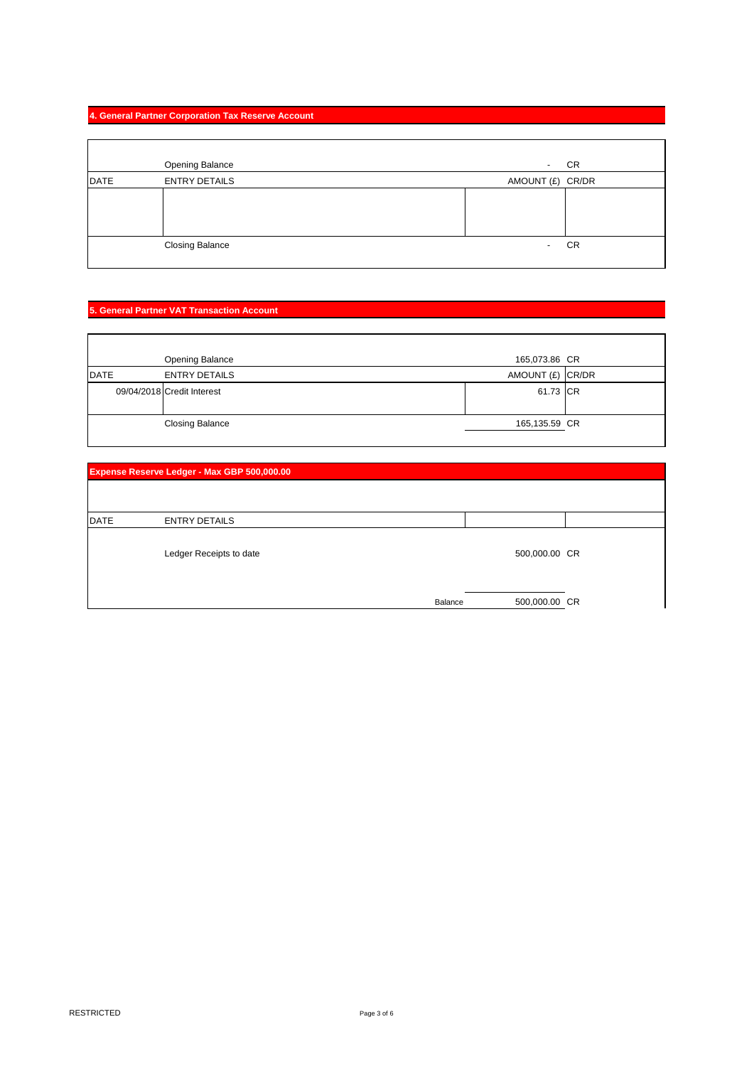## 4. General Partner Corporation Tax Reserve Account

| DATE | ENTRY DETAILS | AMOUNT (£) | CR/DR |
|---|---|---|---|
| | Opening Balance | - | CR |
| | | | |
| | Closing Balance | - | CR |

## 5. General Partner VAT Transaction Account

| DATE | ENTRY DETAILS | AMOUNT (£) | CR/DR |
|---|---|---|---|
| | Opening Balance | 165,073.86 | CR |
| 09/04/2018 | Credit Interest | 61.73 | CR |
| | Closing Balance | 165,135.59 | CR |

## Expense Reserve Ledger - Max GBP 500,000.00

| DATE | ENTRY DETAILS | | |
|---|---|---|---|
| | Ledger Receipts to date | 500,000.00 | CR |
| | Balance | 500,000.00 | CR |

RESTRICTED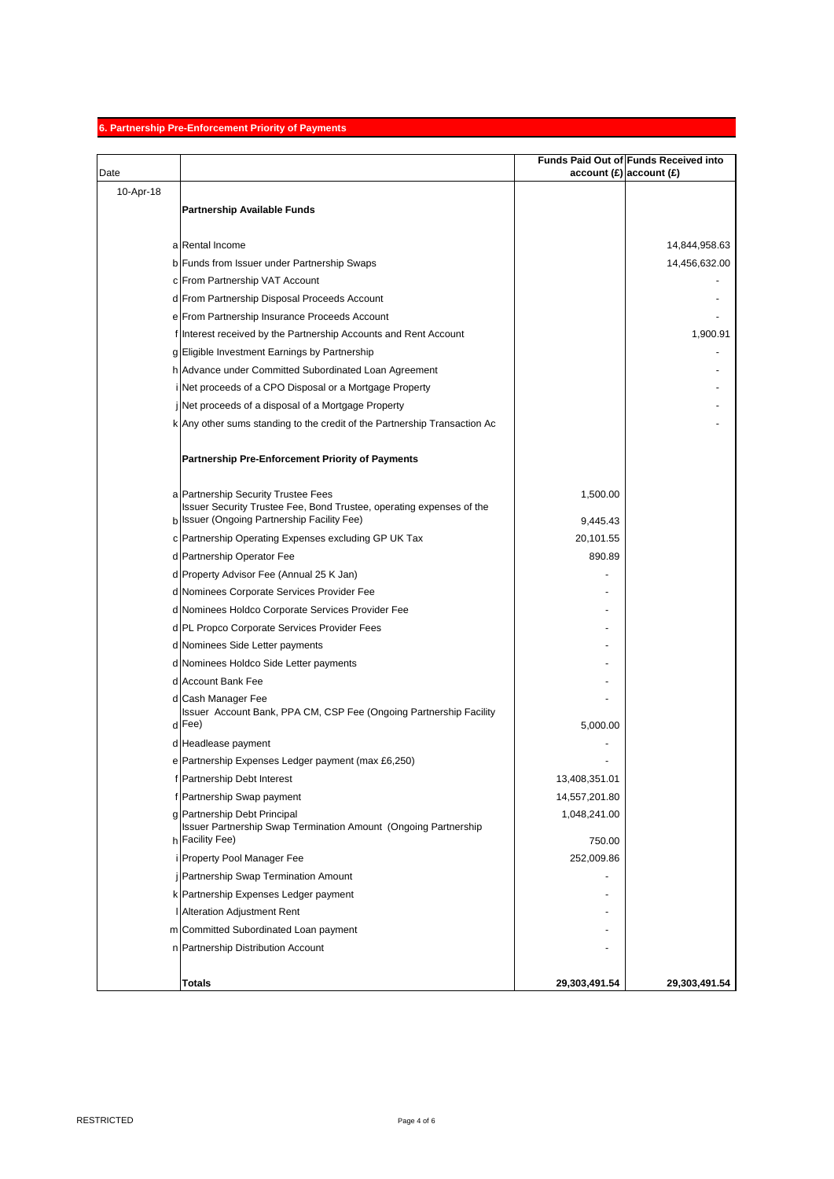## 6. Partnership Pre-Enforcement Priority of Payments

| Date | | | Funds Paid Out of account (£) | Funds Received into account (£) |
|---|---|---|---|---|
| 10-Apr-18 | | | | |
| | | **Partnership Available Funds** | | |
| | a | Rental Income | | 14,844,958.63 |
| | b | Funds from Issuer under Partnership Swaps | | 14,456,632.00 |
| | c | From Partnership VAT Account | | - |
| | d | From Partnership Disposal Proceeds Account | | - |
| | e | From Partnership Insurance Proceeds Account | | - |
| | f | Interest received by the Partnership Accounts and Rent Account | | 1,900.91 |
| | g | Eligible Investment Earnings by Partnership | | - |
| | h | Advance under Committed Subordinated Loan Agreement | | - |
| | i | Net proceeds of a CPO Disposal or a Mortgage Property | | - |
| | j | Net proceeds of a disposal of a Mortgage Property | | - |
| | k | Any other sums standing to the credit of the Partnership Transaction Ac | | - |
| | | **Partnership Pre-Enforcement Priority of Payments** | | |
| | a | Partnership Security Trustee Fees | 1,500.00 | |
| | b | Issuer Security Trustee Fee, Bond Trustee, operating expenses of the Issuer (Ongoing Partnership Facility Fee) | 9,445.43 | |
| | c | Partnership Operating Expenses excluding GP UK Tax | 20,101.55 | |
| | d | Partnership Operator Fee | 890.89 | |
| | d | Property Advisor Fee (Annual 25 K Jan) | - | |
| | d | Nominees Corporate Services Provider Fee | - | |
| | d | Nominees Holdco Corporate Services Provider Fee | - | |
| | d | PL Propco Corporate Services Provider Fees | - | |
| | d | Nominees Side Letter payments | - | |
| | d | Nominees Holdco Side Letter payments | - | |
| | d | Account Bank Fee | - | |
| | d | Cash Manager Fee | - | |
| | d | Issuer Account Bank, PPA CM, CSP Fee (Ongoing Partnership Facility Fee) | 5,000.00 | |
| | d | Headlease payment | - | |
| | e | Partnership Expenses Ledger payment (max £6,250) | - | |
| | f | Partnership Debt Interest | 13,408,351.01 | |
| | f | Partnership Swap payment | 14,557,201.80 | |
| | g | Partnership Debt Principal | 1,048,241.00 | |
| | h | Issuer Partnership Swap Termination Amount (Ongoing Partnership Facility Fee) | 750.00 | |
| | i | Property Pool Manager Fee | 252,009.86 | |
| | j | Partnership Swap Termination Amount | - | |
| | k | Partnership Expenses Ledger payment | - | |
| | l | Alteration Adjustment Rent | - | |
| | m | Committed Subordinated Loan payment | - | |
| | n | Partnership Distribution Account | - | |
| | | **Totals** | **29,303,491.54** | **29,303,491.54** |

RESTRICTED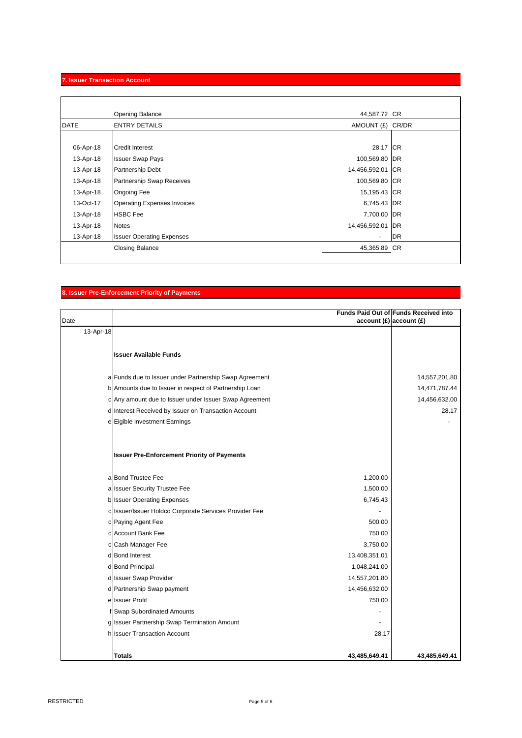## 7. Issuer Transaction Account

| DATE | ENTRY DETAILS | AMOUNT (£) | CR/DR |
|---|---|---|---|
| | Opening Balance | 44,587.72 | CR |
| 06-Apr-18 | Credit Interest | 28.17 | CR |
| 13-Apr-18 | Issuer Swap Pays | 100,569.80 | DR |
| 13-Apr-18 | Partnership Debt | 14,456,592.01 | CR |
| 13-Apr-18 | Partnership Swap Receives | 100,569.80 | CR |
| 13-Apr-18 | Ongoing Fee | 15,195.43 | CR |
| 13-Oct-17 | Operating Expenses Invoices | 6,745.43 | DR |
| 13-Apr-18 | HSBC Fee | 7,700.00 | DR |
| 13-Apr-18 | Notes | 14,456,592.01 | DR |
| 13-Apr-18 | Issuer Operating Expenses | - | DR |
| | Closing Balance | 45,365.89 | CR |

## 8. Issuer Pre-Enforcement Priority of Payments

| Date | | | Funds Paid Out of account (£) | Funds Received into account (£) |
|---|---|---|---|---|
| 13-Apr-18 | | | | |
| | | **Issuer Available Funds** | | |
| | a | Funds due to Issuer under Partnership Swap Agreement | | 14,557,201.80 |
| | b | Amounts due to Issuer in respect of Partnership Loan | | 14,471,787.44 |
| | c | Any amount due to Issuer under Issuer Swap Agreement | | 14,456,632.00 |
| | d | Interest Received by Issuer on Transaction Account | | 28.17 |
| | e | Eigible Investment Earnings | | - |
| | | **Issuer Pre-Enforcement Priority of Payments** | | |
| | a | Bond Trustee Fee | 1,200.00 | |
| | a | Issuer Security Trustee Fee | 1,500.00 | |
| | b | Issuer Operating Expenses | 6,745.43 | |
| | c | Issuer/Issuer Holdco Corporate Services Provider Fee | - | |
| | c | Paying Agent Fee | 500.00 | |
| | c | Account Bank Fee | 750.00 | |
| | c | Cash Manager Fee | 3,750.00 | |
| | d | Bond Interest | 13,408,351.01 | |
| | d | Bond Principal | 1,048,241.00 | |
| | d | Issuer Swap Provider | 14,557,201.80 | |
| | d | Partnership Swap payment | 14,456,632.00 | |
| | e | Issuer Profit | 750.00 | |
| | f | Swap Subordinated Amounts | - | |
| | g | Issuer Partnership Swap Termination Amount | - | |
| | h | Issuer Transaction Account | 28.17 | |
| | | **Totals** | **43,485,649.41** | **43,485,649.41** |

RESTRICTED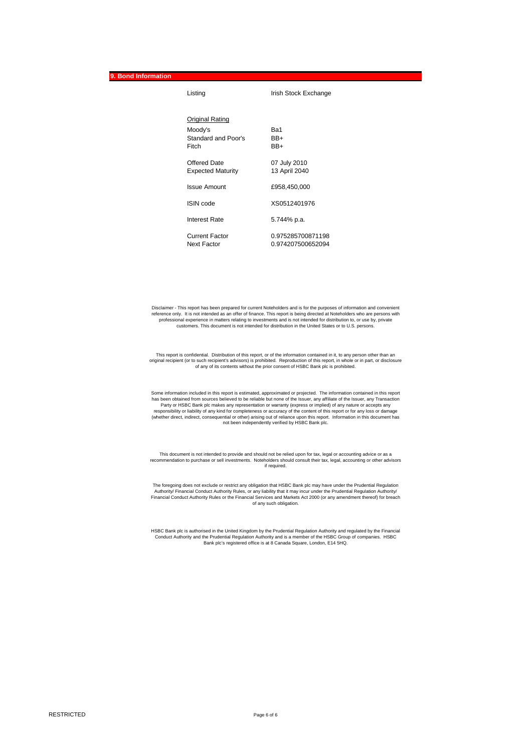## 9. Bond Information

| | |
|---|---|
| Listing | Irish Stock Exchange |
| <u>Original Rating</u> | |
| Moody's | Ba1 |
| Standard and Poor's | BB+ |
| Fitch | BB+ |
| Offered Date | 07 July 2010 |
| Expected Maturity | 13 April 2040 |
| Issue Amount | £958,450,000 |
| ISIN code | XS0512401976 |
| Interest Rate | 5.744% p.a. |
| Current Factor | 0.975285700871198 |
| Next Factor | 0.974207500652094 |

Disclaimer - This report has been prepared for current Noteholders and is for the purposes of information and convenient reference only. It is not intended as an offer of finance. This report is being directed at Noteholders who are persons with professional experience in matters relating to investments and is not intended for distribution to, or use by, private customers. This document is not intended for distribution in the United States or to U.S. persons.

This report is confidential. Distribution of this report, or of the information contained in it, to any person other than an original recipient (or to such recipient's advisors) is prohibited. Reproduction of this report, in whole or in part, or disclosure of any of its contents without the prior consent of HSBC Bank plc is prohibited.

Some information included in this report is estimated, approximated or projected. The information contained in this report has been obtained from sources believed to be reliable but none of the Issuer, any affiliate of the Issuer, any Transaction Party or HSBC Bank plc makes any representation or warranty (express or implied) of any nature or accepts any responsibility or liability of any kind for completeness or accuracy of the content of this report or for any loss or damage (whether direct, indirect, consequential or other) arising out of reliance upon this report. Information in this document has not been independently verified by HSBC Bank plc.

This document is not intended to provide and should not be relied upon for tax, legal or accounting advice or as a recommendation to purchase or sell investments. Noteholders should consult their tax, legal, accounting or other advisors if required.

The foregoing does not exclude or restrict any obligation that HSBC Bank plc may have under the Prudential Regulation Authority/ Financial Conduct Authority Rules, or any liability that it may incur under the Prudential Regulation Authority/ Financial Conduct Authority Rules or the Financial Services and Markets Act 2000 (or any amendment thereof) for breach of any such obligation.

HSBC Bank plc is authorised in the United Kingdom by the Prudential Regulation Authority and regulated by the Financial Conduct Authority and the Prudential Regulation Authority and is a member of the HSBC Group of companies. HSBC Bank plc's registered office is at 8 Canada Square, London, E14 5HQ.

RESTRICTED